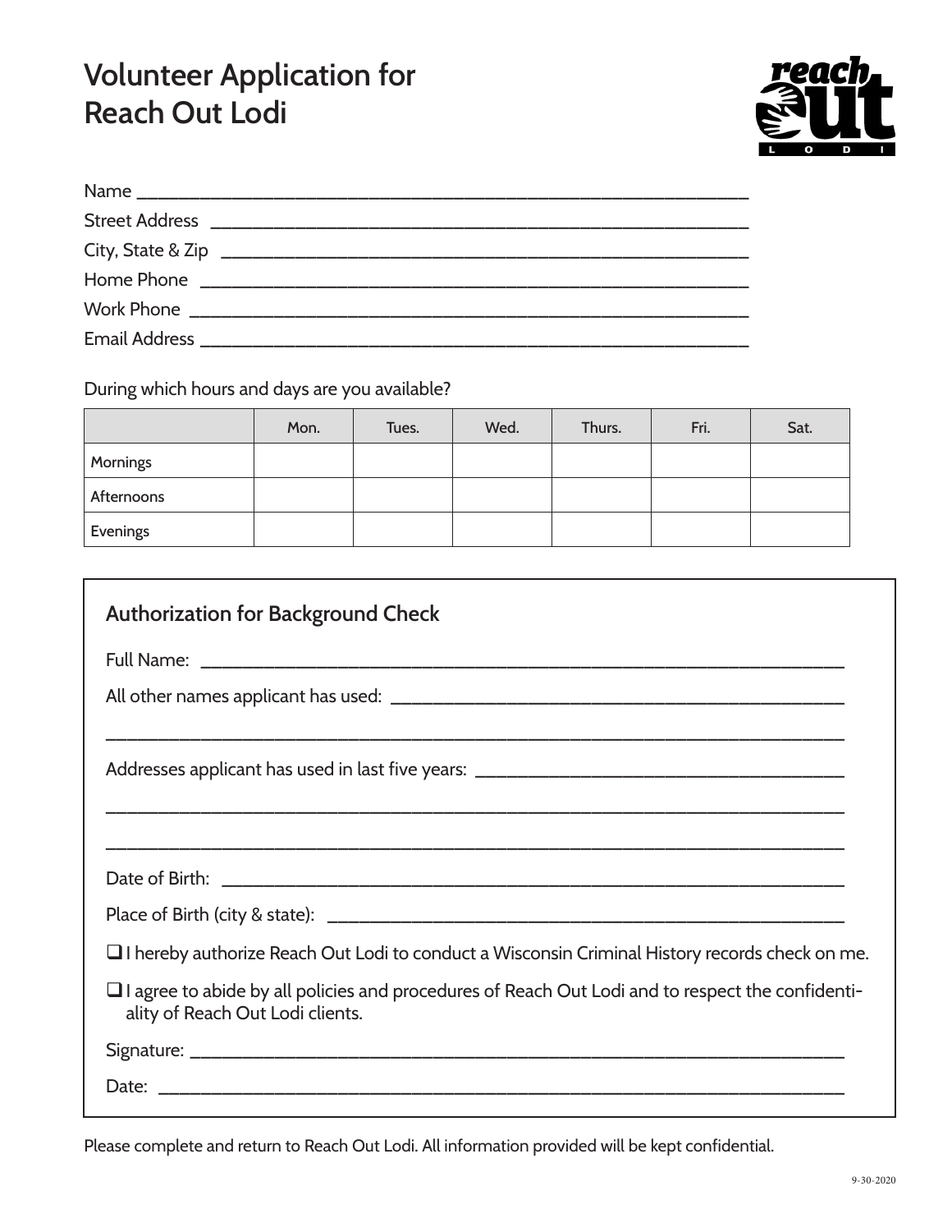# Volunteer Application for Reach Out Lodi

Name ______________________________________________________________

Street Address ______________________________________________________

City, State & Zip ____________________________________________________

Home Phone ________________________________________________________

Work Phone ________________________________________________________

Email Address _______________________________________________________

During which hours and days are you available?

| | Mon. | Tues. | Wed. | Thurs. | Fri. | Sat. |
|---|---|---|---|---|---|---|
| Mornings | | | | | | |
| Afternoons | | | | | | |
| Evenings | | | | | | |

## Authorization for Background Check

Full Name: ________________________________________________________________

All other names applicant has used: ___________________________________________

__________________________________________________________________________

Addresses applicant has used in last five years: _________________________________

__________________________________________________________________________

__________________________________________________________________________

Date of Birth: ______________________________________________________________

Place of Birth (city & state): _________________________________________________

❑ I hereby authorize Reach Out Lodi to conduct a Wisconsin Criminal History records check on me.

❑ I agree to abide by all policies and procedures of Reach Out Lodi and to respect the confidentiality of Reach Out Lodi clients.

Signature: _________________________________________________________________

Date: _____________________________________________________________________

Please complete and return to Reach Out Lodi. All information provided will be kept confidential.

9-30-2020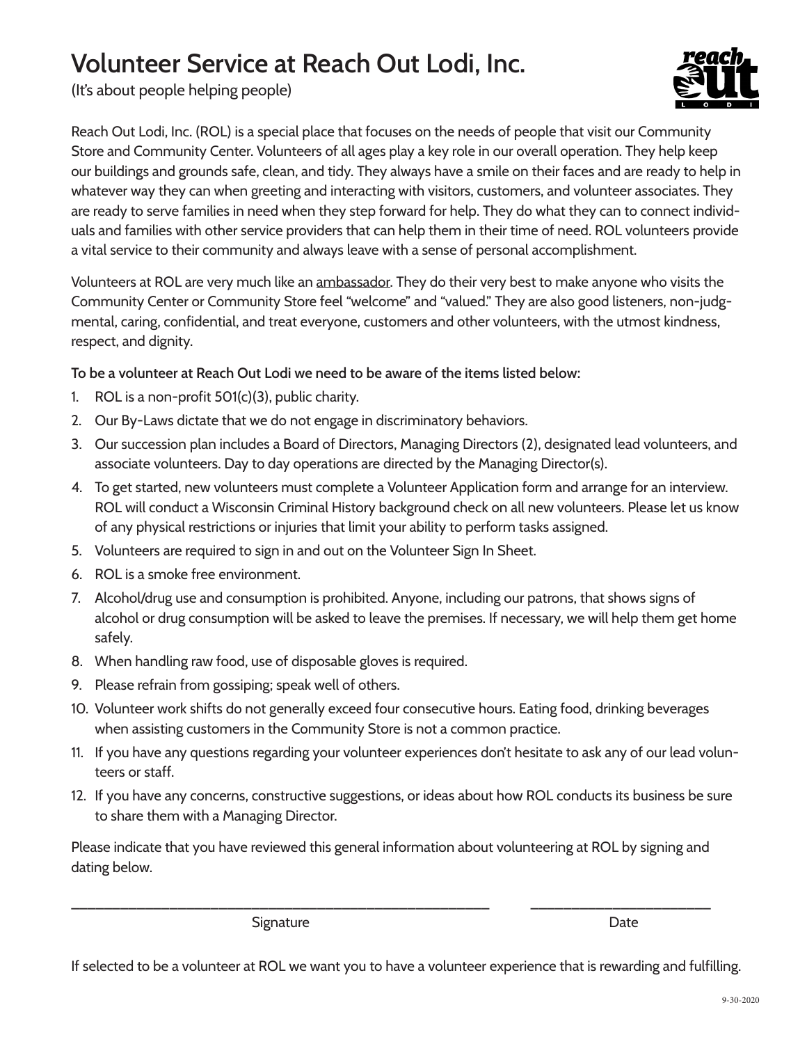# Volunteer Service at Reach Out Lodi, Inc.

(It's about people helping people)

Reach Out Lodi, Inc. (ROL) is a special place that focuses on the needs of people that visit our Community Store and Community Center. Volunteers of all ages play a key role in our overall operation. They help keep our buildings and grounds safe, clean, and tidy. They always have a smile on their faces and are ready to help in whatever way they can when greeting and interacting with visitors, customers, and volunteer associates. They are ready to serve families in need when they step forward for help. They do what they can to connect individuals and families with other service providers that can help them in their time of need. ROL volunteers provide a vital service to their community and always leave with a sense of personal accomplishment.

Volunteers at ROL are very much like an ambassador. They do their very best to make anyone who visits the Community Center or Community Store feel "welcome" and "valued." They are also good listeners, non-judgmental, caring, confidential, and treat everyone, customers and other volunteers, with the utmost kindness, respect, and dignity.

**To be a volunteer at Reach Out Lodi we need to be aware of the items listed below:**

1. ROL is a non-profit 501(c)(3), public charity.
2. Our By-Laws dictate that we do not engage in discriminatory behaviors.
3. Our succession plan includes a Board of Directors, Managing Directors (2), designated lead volunteers, and associate volunteers. Day to day operations are directed by the Managing Director(s).
4. To get started, new volunteers must complete a Volunteer Application form and arrange for an interview. ROL will conduct a Wisconsin Criminal History background check on all new volunteers. Please let us know of any physical restrictions or injuries that limit your ability to perform tasks assigned.
5. Volunteers are required to sign in and out on the Volunteer Sign In Sheet.
6. ROL is a smoke free environment.
7. Alcohol/drug use and consumption is prohibited. Anyone, including our patrons, that shows signs of alcohol or drug consumption will be asked to leave the premises. If necessary, we will help them get home safely.
8. When handling raw food, use of disposable gloves is required.
9. Please refrain from gossiping; speak well of others.
10. Volunteer work shifts do not generally exceed four consecutive hours. Eating food, drinking beverages when assisting customers in the Community Store is not a common practice.
11. If you have any questions regarding your volunteer experiences don't hesitate to ask any of our lead volunteers or staff.
12. If you have any concerns, constructive suggestions, or ideas about how ROL conducts its business be sure to share them with a Managing Director.

Please indicate that you have reviewed this general information about volunteering at ROL by signing and dating below.

\_\_\_\_\_\_\_\_\_\_\_\_\_\_\_\_\_\_\_\_\_\_\_\_\_\_\_\_\_\_\_\_\_\_\_\_\_\_\_\_ Signature

\_\_\_\_\_\_\_\_\_\_\_\_\_\_\_\_\_\_\_\_ Date

If selected to be a volunteer at ROL we want you to have a volunteer experience that is rewarding and fulfilling.

9-30-2020